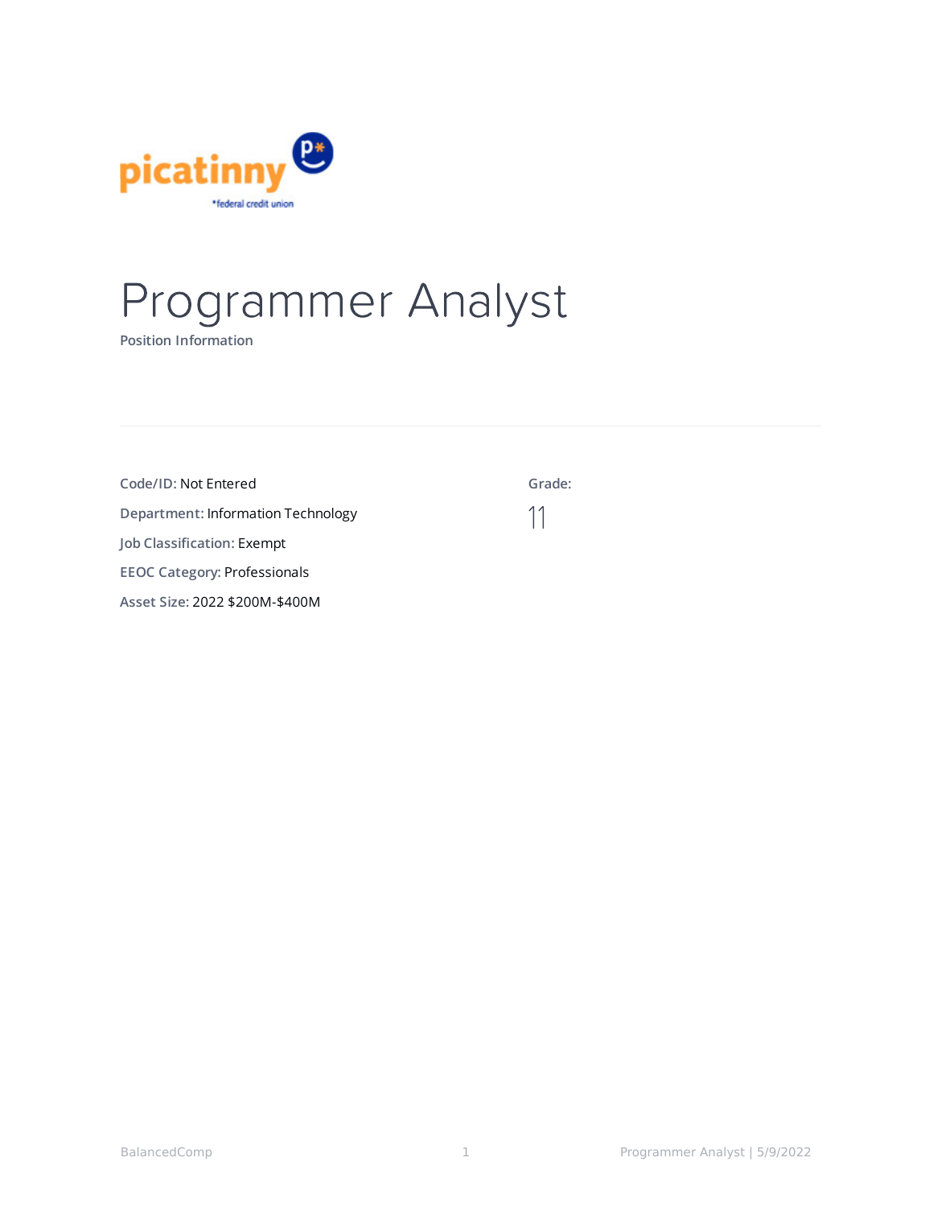picatinny
*federal credit union

# Programmer Analyst

Position Information

**Code/ID:** Not Entered

**Department:** Information Technology

**Job Classification:** Exempt

**EEOC Category:** Professionals

**Asset Size:** 2022 $200M-$400M

**Grade:**

11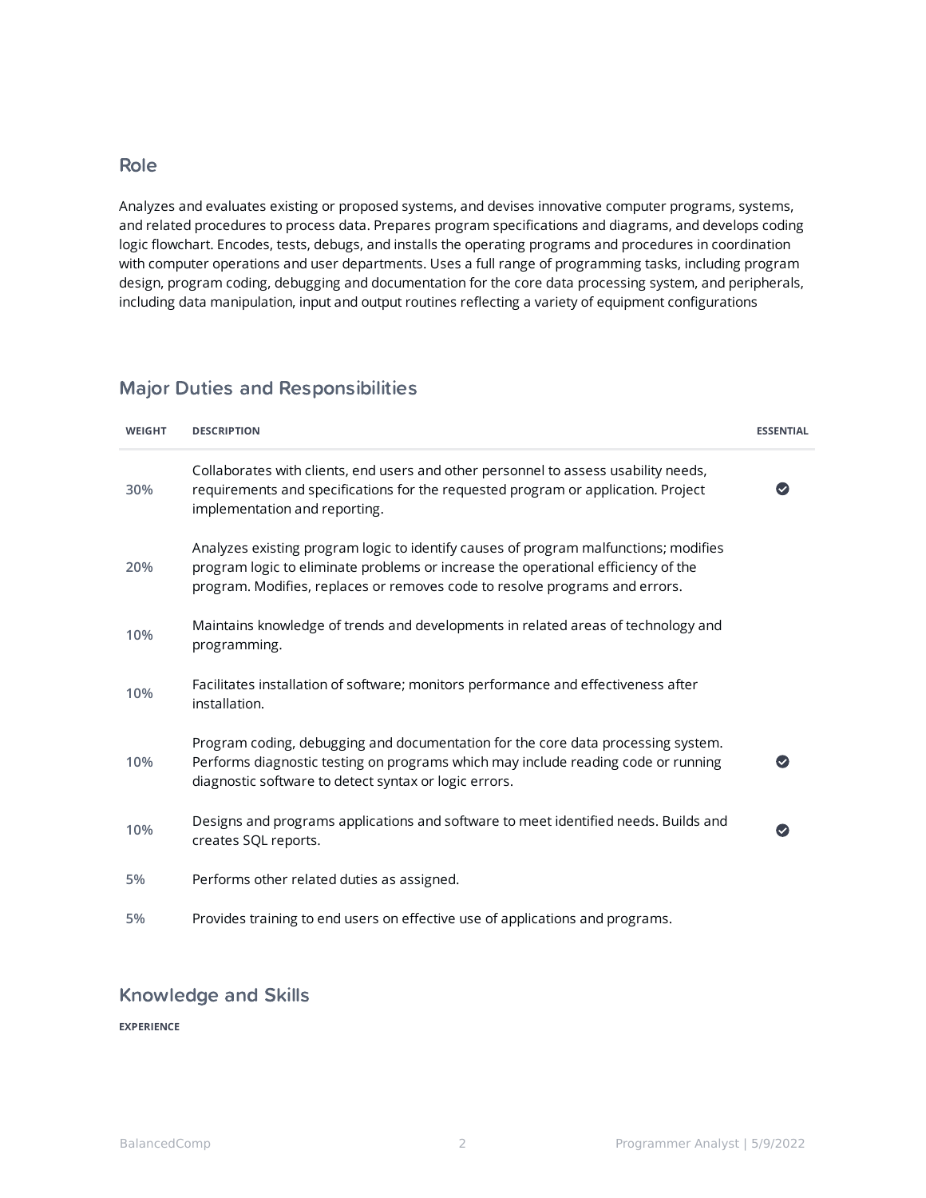## Role

Analyzes and evaluates existing or proposed systems, and devises innovative computer programs, systems, and related procedures to process data. Prepares program specifications and diagrams, and develops coding logic flowchart. Encodes, tests, debugs, and installs the operating programs and procedures in coordination with computer operations and user departments. Uses a full range of programming tasks, including program design, program coding, debugging and documentation for the core data processing system, and peripherals, including data manipulation, input and output routines reflecting a variety of equipment configurations

## Major Duties and Responsibilities

| WEIGHT | DESCRIPTION | ESSENTIAL |
|---|---|---|
| 30% | Collaborates with clients, end users and other personnel to assess usability needs, requirements and specifications for the requested program or application. Project implementation and reporting. | ✔ |
| 20% | Analyzes existing program logic to identify causes of program malfunctions; modifies program logic to eliminate problems or increase the operational efficiency of the program. Modifies, replaces or removes code to resolve programs and errors. | |
| 10% | Maintains knowledge of trends and developments in related areas of technology and programming. | |
| 10% | Facilitates installation of software; monitors performance and effectiveness after installation. | |
| 10% | Program coding, debugging and documentation for the core data processing system. Performs diagnostic testing on programs which may include reading code or running diagnostic software to detect syntax or logic errors. | ✔ |
| 10% | Designs and programs applications and software to meet identified needs. Builds and creates SQL reports. | ✔ |
| 5% | Performs other related duties as assigned. | |
| 5% | Provides training to end users on effective use of applications and programs. | |

## Knowledge and Skills

**EXPERIENCE**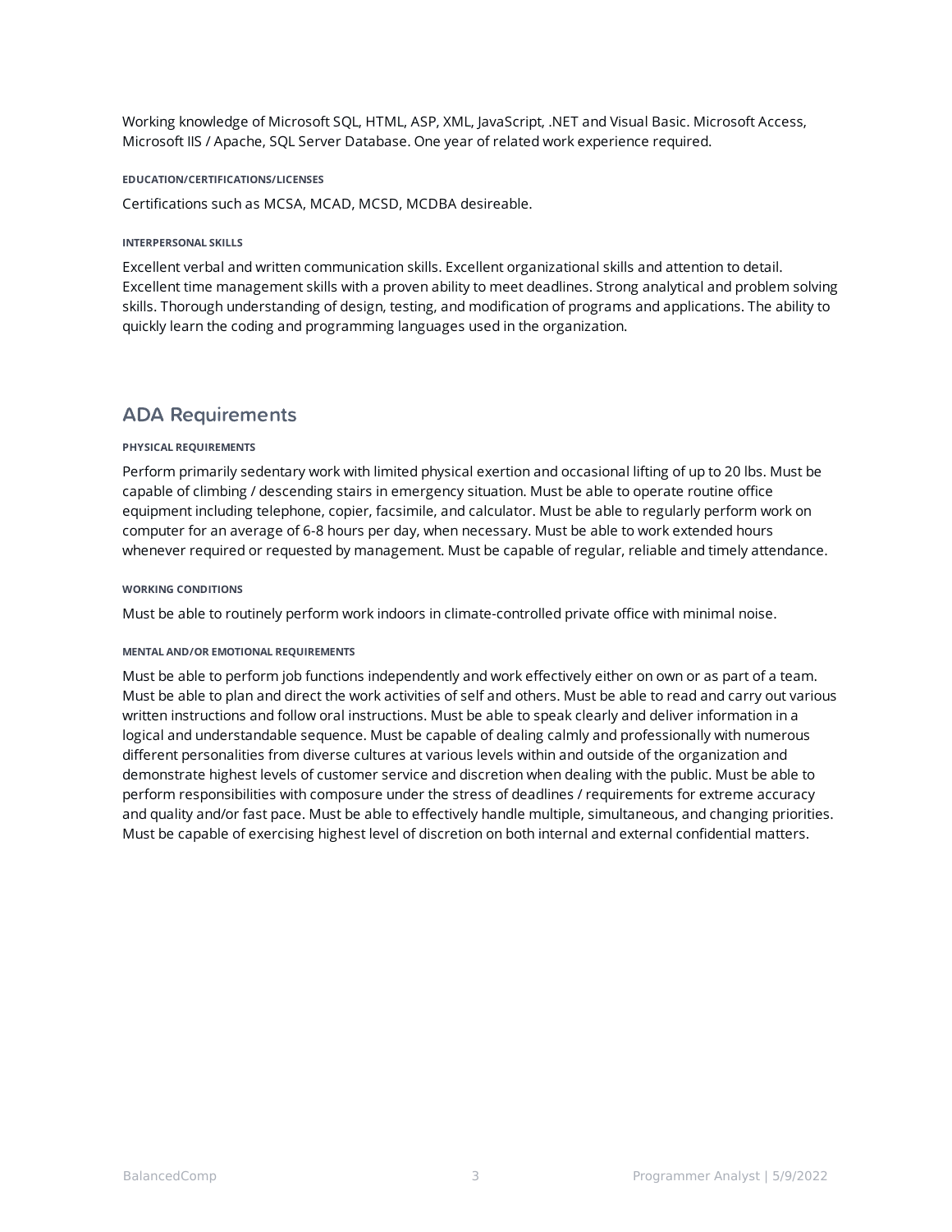Working knowledge of Microsoft SQL, HTML, ASP, XML, JavaScript, .NET and Visual Basic. Microsoft Access, Microsoft IIS / Apache, SQL Server Database. One year of related work experience required.

#### EDUCATION/CERTIFICATIONS/LICENSES

Certifications such as MCSA, MCAD, MCSD, MCDBA desireable.

#### INTERPERSONAL SKILLS

Excellent verbal and written communication skills. Excellent organizational skills and attention to detail. Excellent time management skills with a proven ability to meet deadlines. Strong analytical and problem solving skills. Thorough understanding of design, testing, and modification of programs and applications. The ability to quickly learn the coding and programming languages used in the organization.

## ADA Requirements

#### PHYSICAL REQUIREMENTS

Perform primarily sedentary work with limited physical exertion and occasional lifting of up to 20 lbs. Must be capable of climbing / descending stairs in emergency situation. Must be able to operate routine office equipment including telephone, copier, facsimile, and calculator. Must be able to regularly perform work on computer for an average of 6-8 hours per day, when necessary. Must be able to work extended hours whenever required or requested by management. Must be capable of regular, reliable and timely attendance.

#### WORKING CONDITIONS

Must be able to routinely perform work indoors in climate-controlled private office with minimal noise.

#### MENTAL AND/OR EMOTIONAL REQUIREMENTS

Must be able to perform job functions independently and work effectively either on own or as part of a team. Must be able to plan and direct the work activities of self and others. Must be able to read and carry out various written instructions and follow oral instructions. Must be able to speak clearly and deliver information in a logical and understandable sequence. Must be capable of dealing calmly and professionally with numerous different personalities from diverse cultures at various levels within and outside of the organization and demonstrate highest levels of customer service and discretion when dealing with the public. Must be able to perform responsibilities with composure under the stress of deadlines / requirements for extreme accuracy and quality and/or fast pace. Must be able to effectively handle multiple, simultaneous, and changing priorities. Must be capable of exercising highest level of discretion on both internal and external confidential matters.